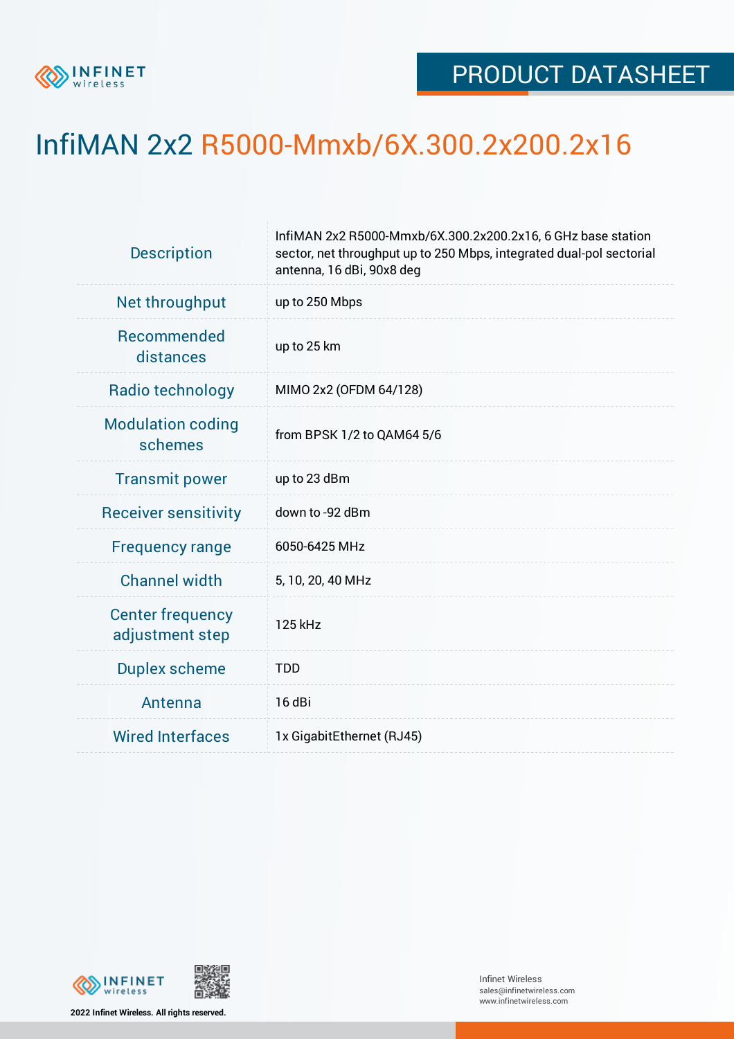PRODUCT DATASHEET

# InfiMAN 2x2 R5000-Mmxb/6X.300.2x200.2x16

| | |
|---|---|
| Description | InfiMAN 2x2 R5000-Mmxb/6X.300.2x200.2x16, 6 GHz base station sector, net throughput up to 250 Mbps, integrated dual-pol sectorial antenna, 16 dBi, 90x8 deg |
| Net throughput | up to 250 Mbps |
| Recommended distances | up to 25 km |
| Radio technology | MIMO 2x2 (OFDM 64/128) |
| Modulation coding schemes | from BPSK 1/2 to QAM64 5/6 |
| Transmit power | up to 23 dBm |
| Receiver sensitivity | down to -92 dBm |
| Frequency range | 6050-6425 MHz |
| Channel width | 5, 10, 20, 40 MHz |
| Center frequency adjustment step | 125 kHz |
| Duplex scheme | TDD |
| Antenna | 16 dBi |
| Wired Interfaces | 1x GigabitEthernet (RJ45) |

2022 Infinet Wireless. All rights reserved.

Infinet Wireless
sales@infinetwireless.com
www.infinetwireless.com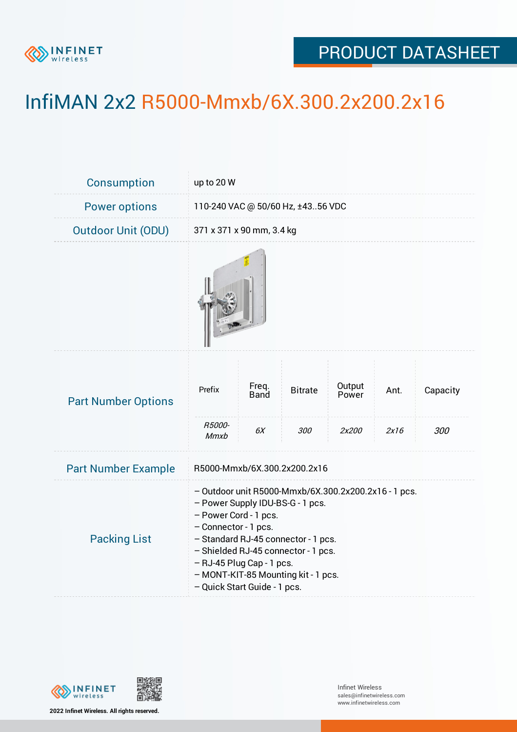# InfiMAN 2x2 R5000-Mmxb/6X.300.2x200.2x16

| | |
|---|---|
| Consumption | up to 20 W |
| Power options | 110-240 VAC @ 50/60 Hz, ±43..56 VDC |
| Outdoor Unit (ODU) | 371 x 371 x 90 mm, 3.4 kg |

**Part Number Options**

| Prefix | Freq. Band | Bitrate | Output Power | Ant. | Capacity |
|---|---|---|---|---|---|
| *R5000-Mmxb* | *6X* | *300* | *2x200* | *2x16* | *300* |

| | |
|---|---|
| Part Number Example | R5000-Mmxb/6X.300.2x200.2x16 |

**Packing List**

- Outdoor unit R5000-Mmxb/6X.300.2x200.2x16 - 1 pcs.
- Power Supply IDU-BS-G - 1 pcs.
- Power Cord - 1 pcs.
- Connector - 1 pcs.
- Standard RJ-45 connector - 1 pcs.
- Shielded RJ-45 connector - 1 pcs.
- RJ-45 Plug Cap - 1 pcs.
- MONT-KIT-85 Mounting kit - 1 pcs.
- Quick Start Guide - 1 pcs.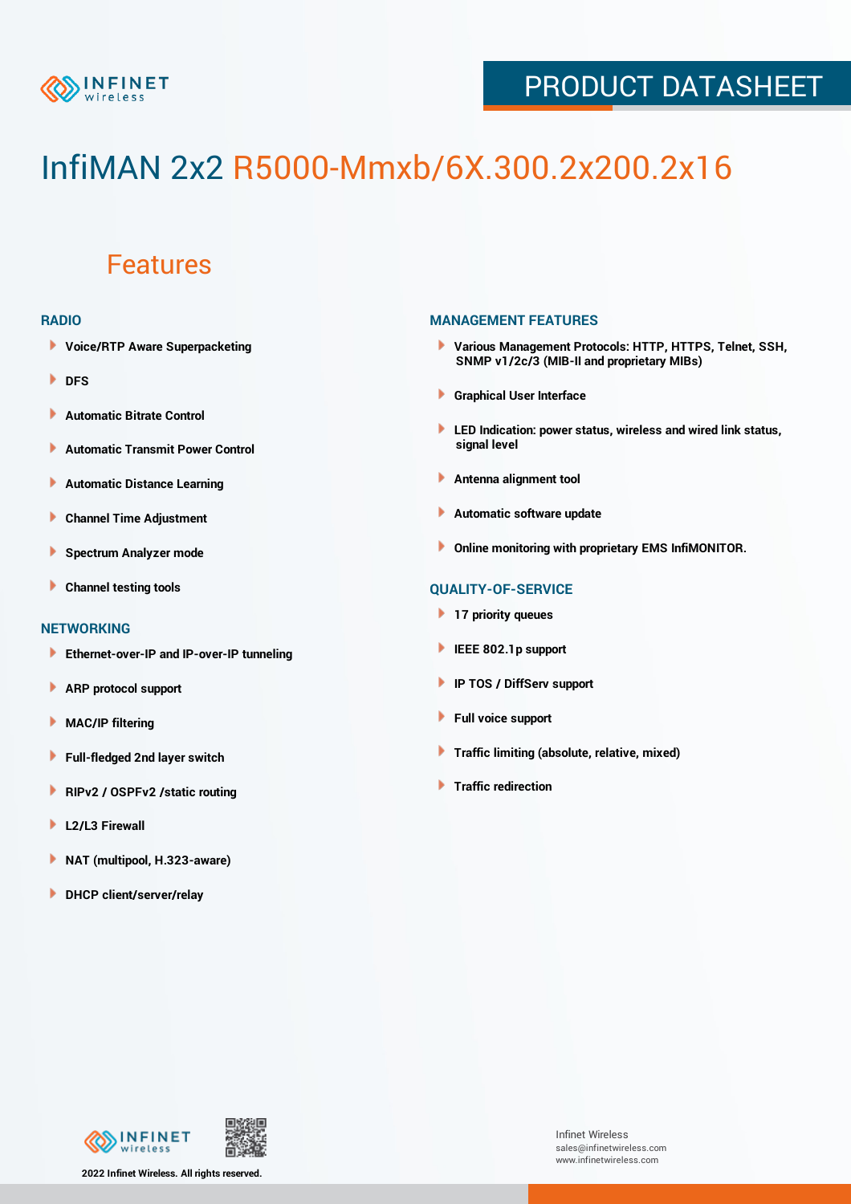# InfiMAN 2x2 R5000-Mmxb/6X.300.2x200.2x16

## Features

### RADIO

- Voice/RTP Aware Superpacketing
- DFS
- Automatic Bitrate Control
- Automatic Transmit Power Control
- Automatic Distance Learning
- Channel Time Adjustment
- Spectrum Analyzer mode
- Channel testing tools

### NETWORKING

- Ethernet-over-IP and IP-over-IP tunneling
- ARP protocol support
- MAC/IP filtering
- Full-fledged 2nd layer switch
- RIPv2 / OSPFv2 /static routing
- L2/L3 Firewall
- NAT (multipool, H.323-aware)
- DHCP client/server/relay

### MANAGEMENT FEATURES

- Various Management Protocols: HTTP, HTTPS, Telnet, SSH, SNMP v1/2c/3 (MIB-II and proprietary MIBs)
- Graphical User Interface
- LED Indication: power status, wireless and wired link status, signal level
- Antenna alignment tool
- Automatic software update
- Online monitoring with proprietary EMS InfiMONITOR.

### QUALITY-OF-SERVICE

- 17 priority queues
- IEEE 802.1p support
- IP TOS / DiffServ support
- Full voice support
- Traffic limiting (absolute, relative, mixed)
- Traffic redirection

2022 Infinet Wireless. All rights reserved.

Infinet Wireless
sales@infinetwireless.com
www.infinetwireless.com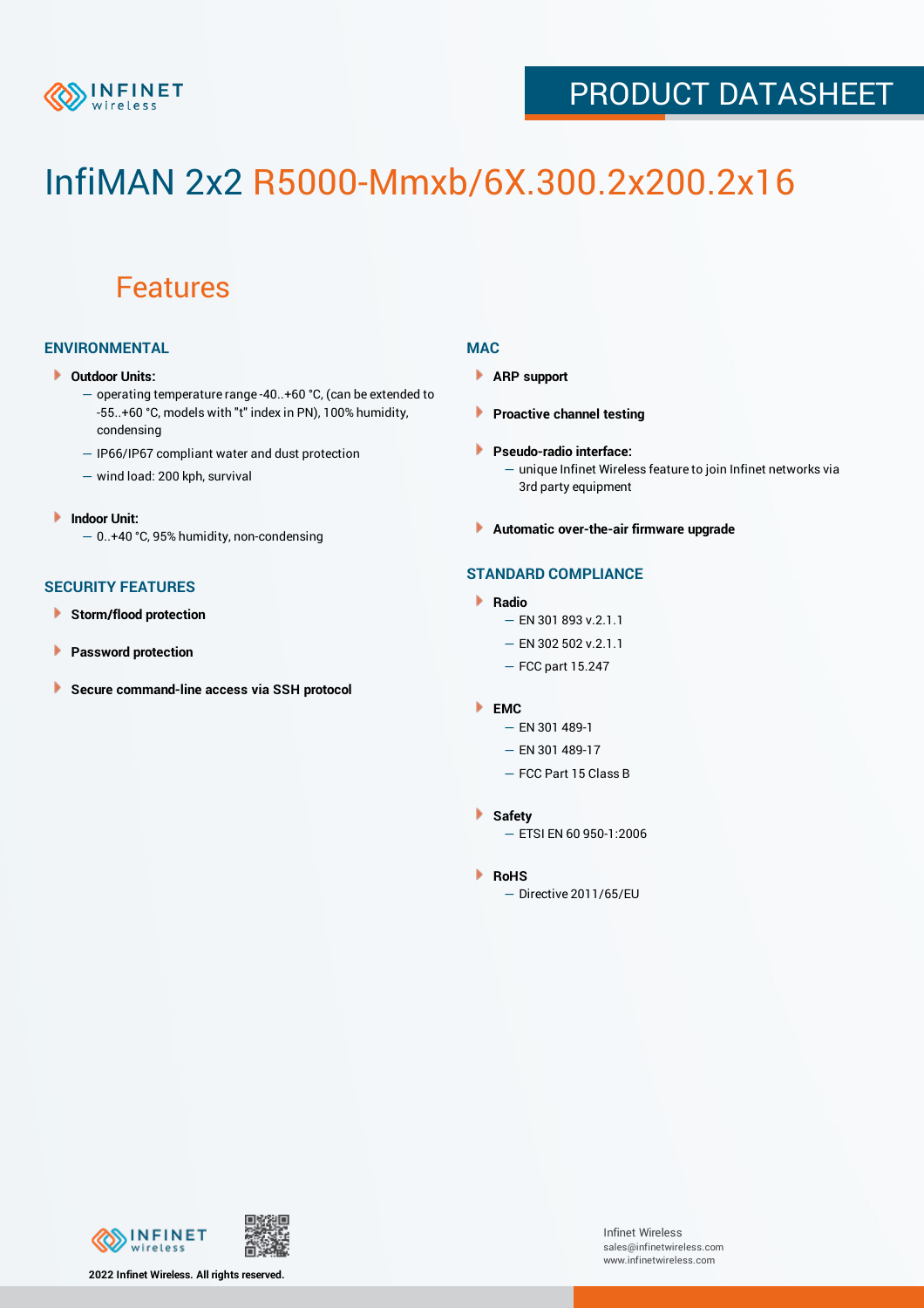# InfiMAN 2x2 R5000-Mmxb/6X.300.2x200.2x16

## Features

### ENVIRONMENTAL

- **Outdoor Units:**
  - operating temperature range -40..+60 °C, (can be extended to -55..+60 °C, models with "t" index in PN), 100% humidity, condensing
  - IP66/IP67 compliant water and dust protection
  - wind load: 200 kph, survival
- **Indoor Unit:**
  - 0..+40 °C, 95% humidity, non-condensing

### SECURITY FEATURES

- **Storm/flood protection**
- **Password protection**
- **Secure command-line access via SSH protocol**

### MAC

- **ARP support**
- **Proactive channel testing**
- **Pseudo-radio interface:**
  - unique Infinet Wireless feature to join Infinet networks via 3rd party equipment
- **Automatic over-the-air firmware upgrade**

### STANDARD COMPLIANCE

- **Radio**
  - EN 301 893 v.2.1.1
  - EN 302 502 v.2.1.1
  - FCC part 15.247
- **EMC**
  - EN 301 489-1
  - EN 301 489-17
  - FCC Part 15 Class B
- **Safety**
  - ETSI EN 60 950-1:2006
- **RoHS**
  - Directive 2011/65/EU

2022 Infinet Wireless. All rights reserved.

Infinet Wireless
sales@infinetwireless.com
www.infinetwireless.com